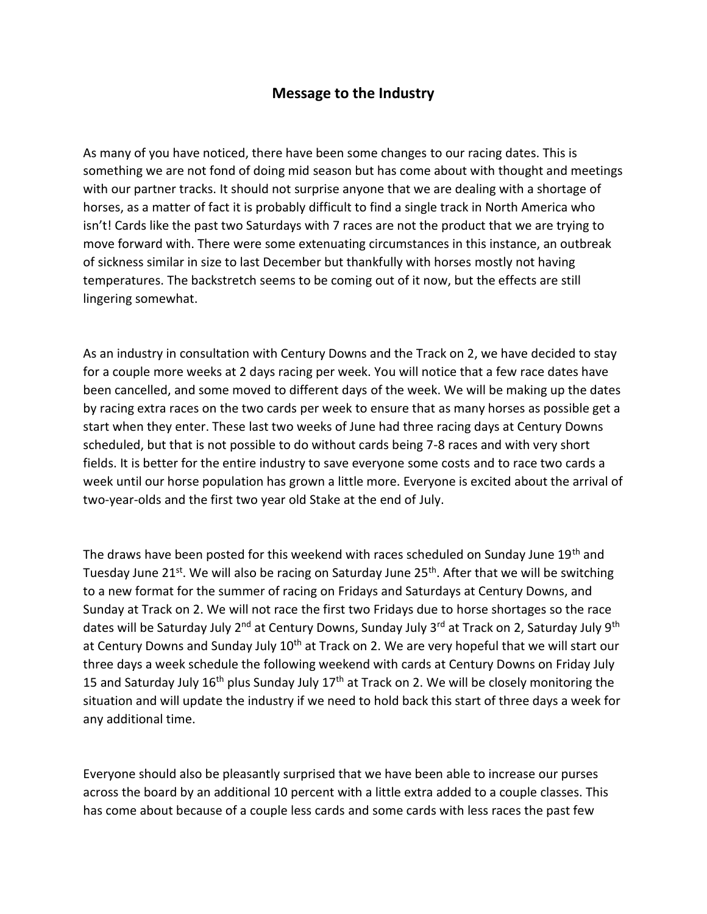## Message to the Industry

As many of you have noticed, there have been some changes to our racing dates. This is something we are not fond of doing mid season but has come about with thought and meetings with our partner tracks. It should not surprise anyone that we are dealing with a shortage of horses, as a matter of fact it is probably difficult to find a single track in North America who isn't! Cards like the past two Saturdays with 7 races are not the product that we are trying to move forward with. There were some extenuating circumstances in this instance, an outbreak of sickness similar in size to last December but thankfully with horses mostly not having temperatures. The backstretch seems to be coming out of it now, but the effects are still lingering somewhat.

As an industry in consultation with Century Downs and the Track on 2, we have decided to stay for a couple more weeks at 2 days racing per week. You will notice that a few race dates have been cancelled, and some moved to different days of the week. We will be making up the dates by racing extra races on the two cards per week to ensure that as many horses as possible get a start when they enter. These last two weeks of June had three racing days at Century Downs scheduled, but that is not possible to do without cards being 7-8 races and with very short fields. It is better for the entire industry to save everyone some costs and to race two cards a week until our horse population has grown a little more. Everyone is excited about the arrival of two-year-olds and the first two year old Stake at the end of July.

The draws have been posted for this weekend with races scheduled on Sunday June 19th and Tuesday June 21st. We will also be racing on Saturday June 25th. After that we will be switching to a new format for the summer of racing on Fridays and Saturdays at Century Downs, and Sunday at Track on 2. We will not race the first two Fridays due to horse shortages so the race dates will be Saturday July 2nd at Century Downs, Sunday July 3rd at Track on 2, Saturday July 9th at Century Downs and Sunday July 10th at Track on 2. We are very hopeful that we will start our three days a week schedule the following weekend with cards at Century Downs on Friday July 15 and Saturday July 16th plus Sunday July 17th at Track on 2. We will be closely monitoring the situation and will update the industry if we need to hold back this start of three days a week for any additional time.

Everyone should also be pleasantly surprised that we have been able to increase our purses across the board by an additional 10 percent with a little extra added to a couple classes. This has come about because of a couple less cards and some cards with less races the past few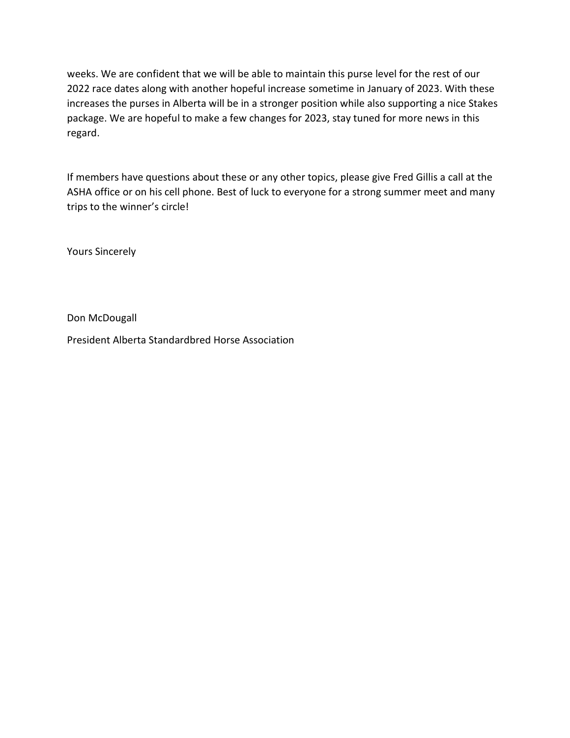weeks. We are confident that we will be able to maintain this purse level for the rest of our 2022 race dates along with another hopeful increase sometime in January of 2023. With these increases the purses in Alberta will be in a stronger position while also supporting a nice Stakes package. We are hopeful to make a few changes for 2023, stay tuned for more news in this regard.

If members have questions about these or any other topics, please give Fred Gillis a call at the ASHA office or on his cell phone. Best of luck to everyone for a strong summer meet and many trips to the winner's circle!

Yours Sincerely

Don McDougall

President Alberta Standardbred Horse Association